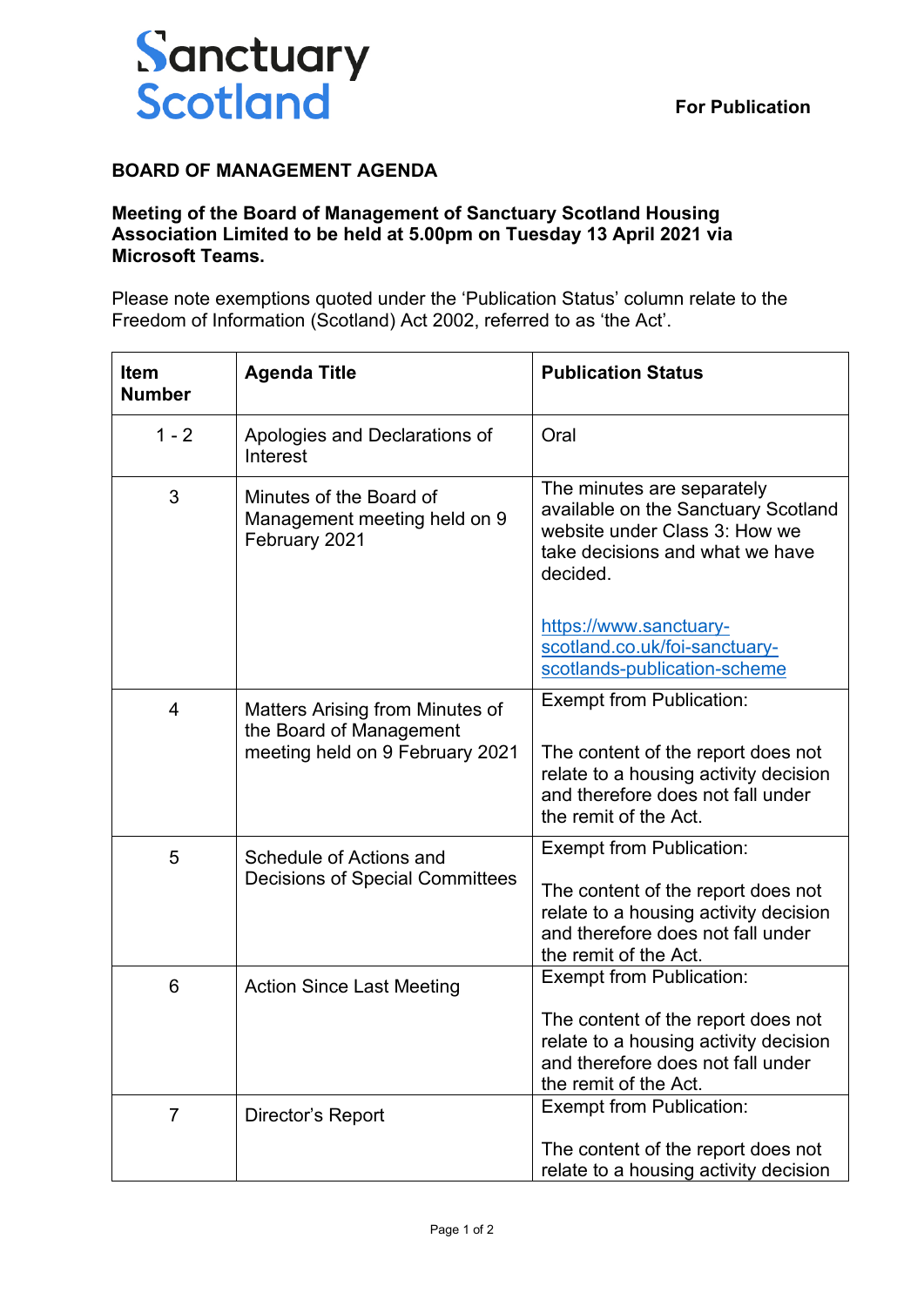Sanctuary Scotland

**For Publication**

**BOARD OF MANAGEMENT AGENDA**

**Meeting of the Board of Management of Sanctuary Scotland Housing Association Limited to be held at 5.00pm on Tuesday 13 April 2021 via Microsoft Teams.**

Please note exemptions quoted under the 'Publication Status' column relate to the Freedom of Information (Scotland) Act 2002, referred to as 'the Act'.

| Item Number | Agenda Title | Publication Status |
|---|---|---|
| 1 - 2 | Apologies and Declarations of Interest | Oral |
| 3 | Minutes of the Board of Management meeting held on 9 February 2021 | The minutes are separately available on the Sanctuary Scotland website under Class 3: How we take decisions and what we have decided.<br><br>https://www.sanctuary-scotland.co.uk/foi-sanctuary-scotlands-publication-scheme |
| 4 | Matters Arising from Minutes of the Board of Management meeting held on 9 February 2021 | Exempt from Publication:<br><br>The content of the report does not relate to a housing activity decision and therefore does not fall under the remit of the Act. |
| 5 | Schedule of Actions and Decisions of Special Committees | Exempt from Publication:<br><br>The content of the report does not relate to a housing activity decision and therefore does not fall under the remit of the Act. |
| 6 | Action Since Last Meeting | Exempt from Publication:<br><br>The content of the report does not relate to a housing activity decision and therefore does not fall under the remit of the Act. |
| 7 | Director's Report | Exempt from Publication:<br><br>The content of the report does not relate to a housing activity decision |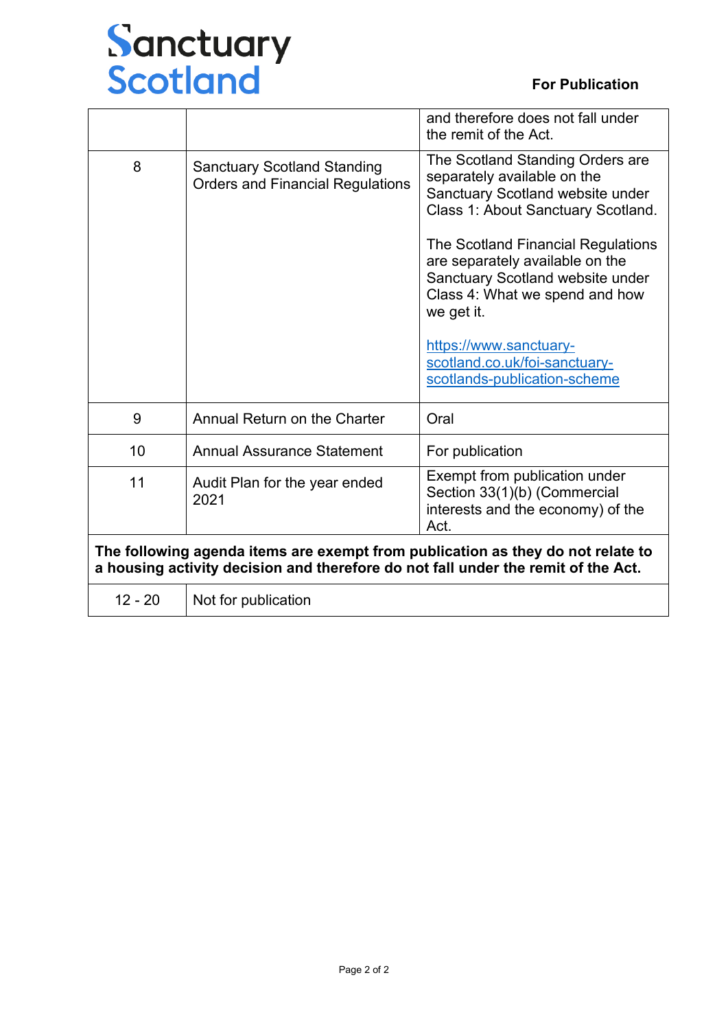**For Publication**

| | | |
|---|---|---|
| | | and therefore does not fall under the remit of the Act. |
| 8 | Sanctuary Scotland Standing Orders and Financial Regulations | The Scotland Standing Orders are separately available on the Sanctuary Scotland website under Class 1: About Sanctuary Scotland.<br><br>The Scotland Financial Regulations are separately available on the Sanctuary Scotland website under Class 4: What we spend and how we get it.<br><br>https://www.sanctuary-scotland.co.uk/foi-sanctuary-scotlands-publication-scheme |
| 9 | Annual Return on the Charter | Oral |
| 10 | Annual Assurance Statement | For publication |
| 11 | Audit Plan for the year ended 2021 | Exempt from publication under Section 33(1)(b) (Commercial interests and the economy) of the Act. |
| **The following agenda items are exempt from publication as they do not relate to a housing activity decision and therefore do not fall under the remit of the Act.** | | |
| 12 - 20 | Not for publication | |